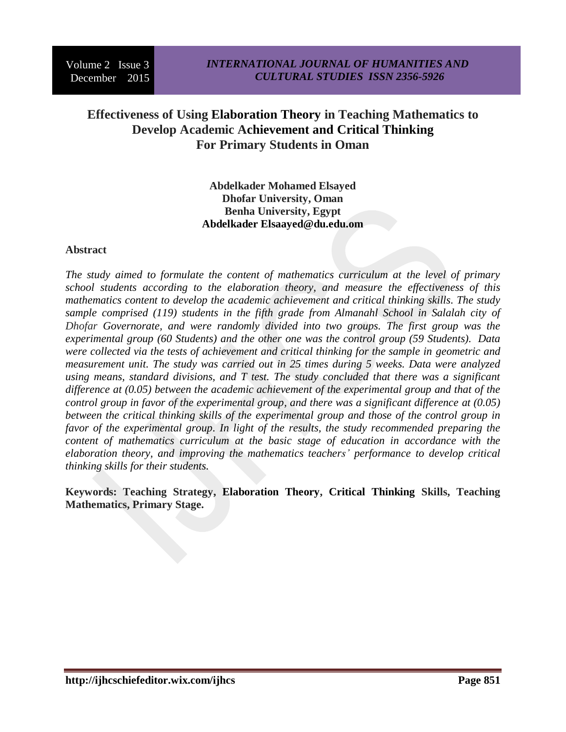# Effectiveness of Using Elaboration Theory in Teaching Mathematics to Develop Academic Achievement and Critical Thinking For Primary Students in Oman

**Abdelkader Mohamed Elsayed**
**Dhofar University, Oman**
**Benha University, Egypt**
**Abdelkader Elsaayed@du.edu.om**

## Abstract

*The study aimed to formulate the content of mathematics curriculum at the level of primary school students according to the elaboration theory, and measure the effectiveness of this mathematics content to develop the academic achievement and critical thinking skills. The study sample comprised (119) students in the fifth grade from Almanahl School in Salalah city of Dhofar Governorate, and were randomly divided into two groups. The first group was the experimental group (60 Students) and the other one was the control group (59 Students). Data were collected via the tests of achievement and critical thinking for the sample in geometric and measurement unit. The study was carried out in 25 times during 5 weeks. Data were analyzed using means, standard divisions, and T test. The study concluded that there was a significant difference at (0.05) between the academic achievement of the experimental group and that of the control group in favor of the experimental group, and there was a significant difference at (0.05) between the critical thinking skills of the experimental group and those of the control group in favor of the experimental group. In light of the results, the study recommended preparing the content of mathematics curriculum at the basic stage of education in accordance with the elaboration theory, and improving the mathematics teachers' performance to develop critical thinking skills for their students.*

**Keywords: Teaching Strategy, Elaboration Theory, Critical Thinking Skills, Teaching Mathematics, Primary Stage.**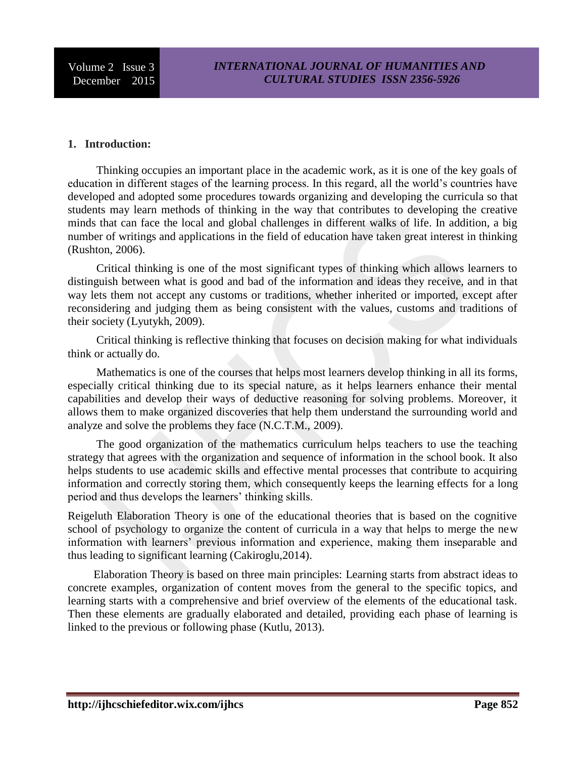## 1. Introduction:

Thinking occupies an important place in the academic work, as it is one of the key goals of education in different stages of the learning process. In this regard, all the world's countries have developed and adopted some procedures towards organizing and developing the curricula so that students may learn methods of thinking in the way that contributes to developing the creative minds that can face the local and global challenges in different walks of life. In addition, a big number of writings and applications in the field of education have taken great interest in thinking (Rushton, 2006).

Critical thinking is one of the most significant types of thinking which allows learners to distinguish between what is good and bad of the information and ideas they receive, and in that way lets them not accept any customs or traditions, whether inherited or imported, except after reconsidering and judging them as being consistent with the values, customs and traditions of their society (Lyutykh, 2009).

Critical thinking is reflective thinking that focuses on decision making for what individuals think or actually do.

Mathematics is one of the courses that helps most learners develop thinking in all its forms, especially critical thinking due to its special nature, as it helps learners enhance their mental capabilities and develop their ways of deductive reasoning for solving problems. Moreover, it allows them to make organized discoveries that help them understand the surrounding world and analyze and solve the problems they face (N.C.T.M., 2009).

The good organization of the mathematics curriculum helps teachers to use the teaching strategy that agrees with the organization and sequence of information in the school book. It also helps students to use academic skills and effective mental processes that contribute to acquiring information and correctly storing them, which consequently keeps the learning effects for a long period and thus develops the learners' thinking skills.

Reigeluth Elaboration Theory is one of the educational theories that is based on the cognitive school of psychology to organize the content of curricula in a way that helps to merge the new information with learners' previous information and experience, making them inseparable and thus leading to significant learning (Cakiroglu,2014).

Elaboration Theory is based on three main principles: Learning starts from abstract ideas to concrete examples, organization of content moves from the general to the specific topics, and learning starts with a comprehensive and brief overview of the elements of the educational task. Then these elements are gradually elaborated and detailed, providing each phase of learning is linked to the previous or following phase (Kutlu, 2013).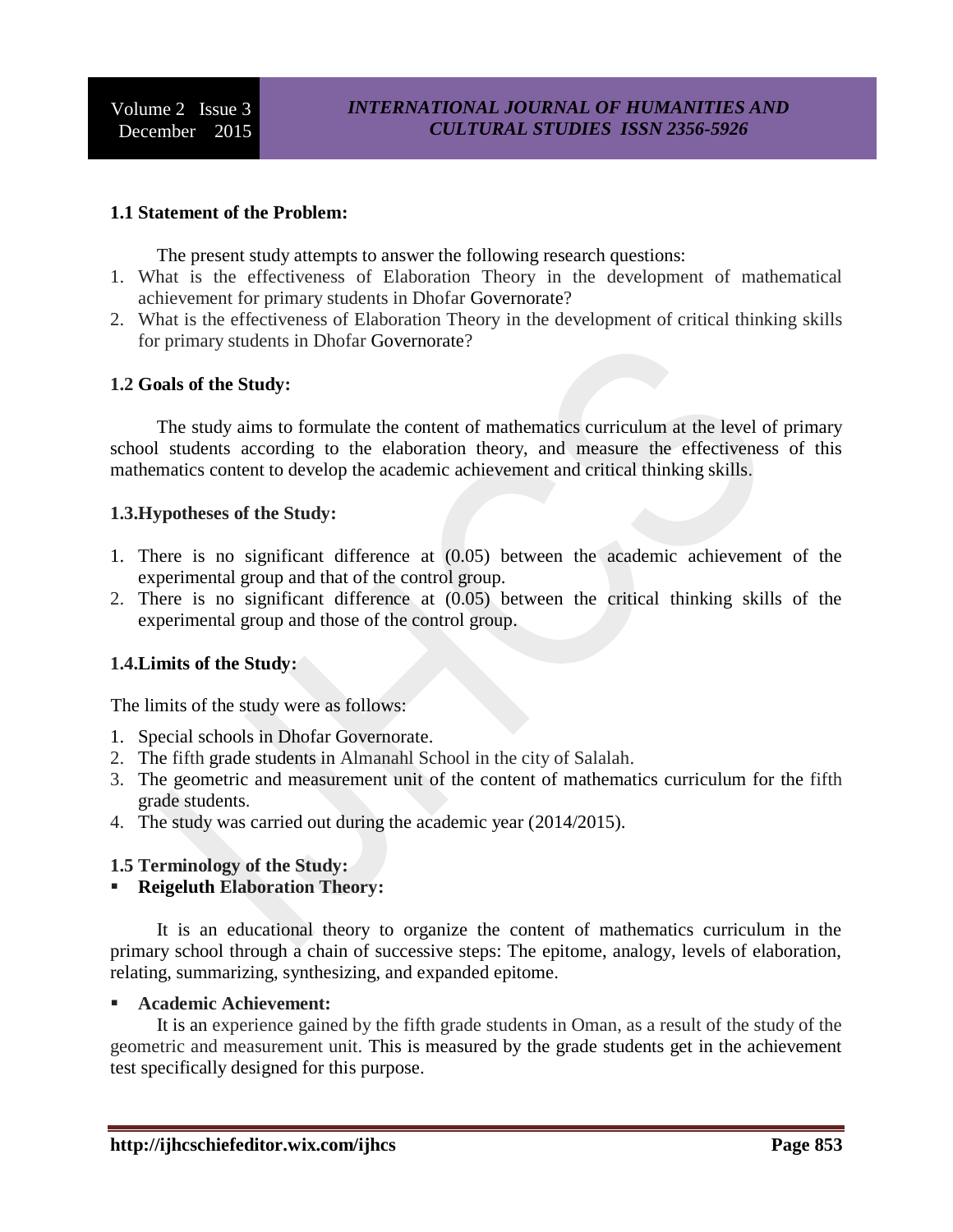### 1.1 Statement of the Problem:

The present study attempts to answer the following research questions:

1. What is the effectiveness of Elaboration Theory in the development of mathematical achievement for primary students in Dhofar Governorate?
2. What is the effectiveness of Elaboration Theory in the development of critical thinking skills for primary students in Dhofar Governorate?

### 1.2 Goals of the Study:

The study aims to formulate the content of mathematics curriculum at the level of primary school students according to the elaboration theory, and measure the effectiveness of this mathematics content to develop the academic achievement and critical thinking skills.

### 1.3.Hypotheses of the Study:

1. There is no significant difference at (0.05) between the academic achievement of the experimental group and that of the control group.
2. There is no significant difference at (0.05) between the critical thinking skills of the experimental group and those of the control group.

### 1.4.Limits of the Study:

The limits of the study were as follows:

1. Special schools in Dhofar Governorate.
2. The fifth grade students in Almanahl School in the city of Salalah.
3. The geometric and measurement unit of the content of mathematics curriculum for the fifth grade students.
4. The study was carried out during the academic year (2014/2015).

### 1.5 Terminology of the Study:

- **Reigeluth Elaboration Theory:**

It is an educational theory to organize the content of mathematics curriculum in the primary school through a chain of successive steps: The epitome, analogy, levels of elaboration, relating, summarizing, synthesizing, and expanded epitome.

- **Academic Achievement:**

It is an experience gained by the fifth grade students in Oman, as a result of the study of the geometric and measurement unit. This is measured by the grade students get in the achievement test specifically designed for this purpose.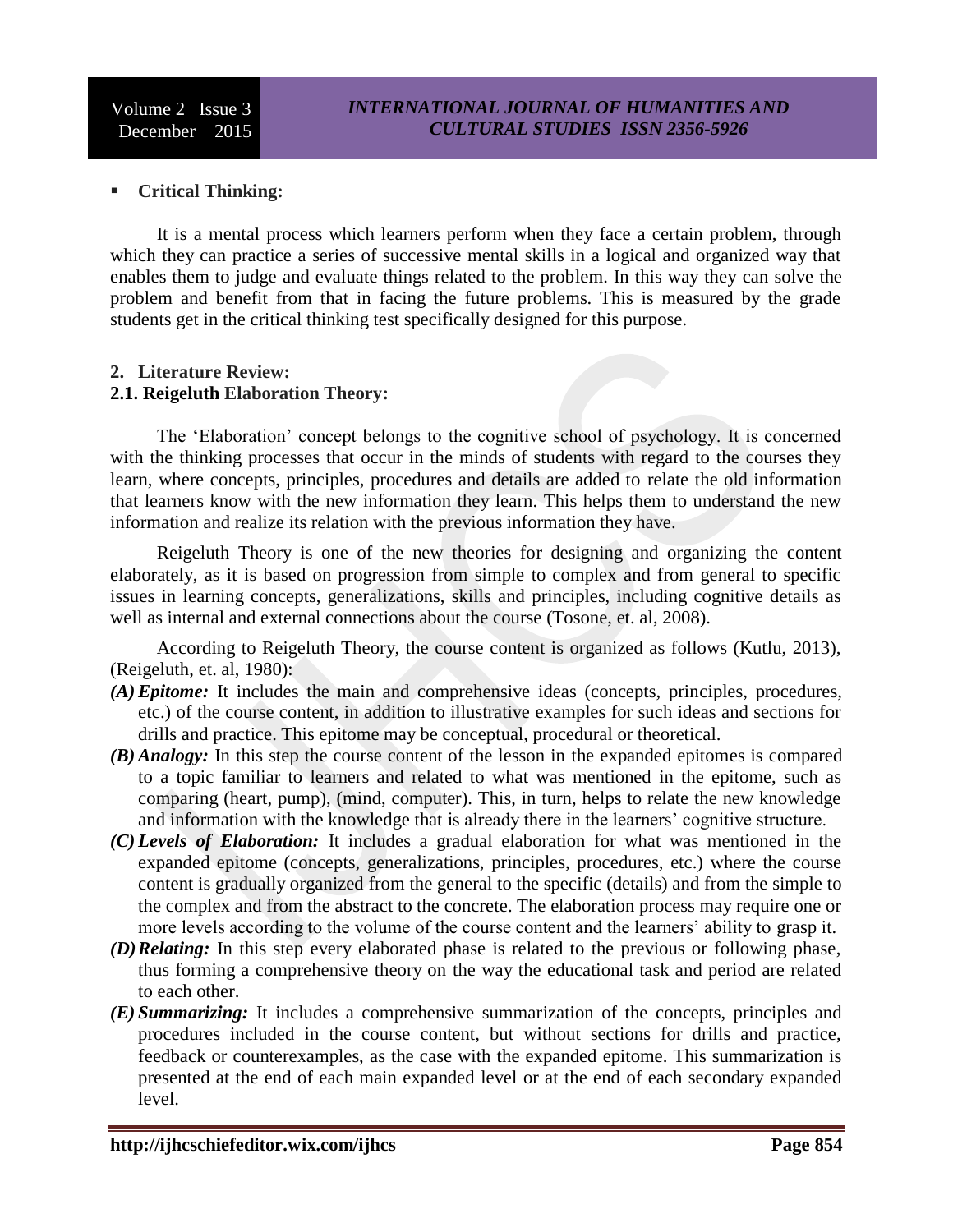- **Critical Thinking:**

It is a mental process which learners perform when they face a certain problem, through which they can practice a series of successive mental skills in a logical and organized way that enables them to judge and evaluate things related to the problem. In this way they can solve the problem and benefit from that in facing the future problems. This is measured by the grade students get in the critical thinking test specifically designed for this purpose.

## 2. Literature Review:

### 2.1. Reigeluth Elaboration Theory:

The 'Elaboration' concept belongs to the cognitive school of psychology. It is concerned with the thinking processes that occur in the minds of students with regard to the courses they learn, where concepts, principles, procedures and details are added to relate the old information that learners know with the new information they learn. This helps them to understand the new information and realize its relation with the previous information they have.

Reigeluth Theory is one of the new theories for designing and organizing the content elaborately, as it is based on progression from simple to complex and from general to specific issues in learning concepts, generalizations, skills and principles, including cognitive details as well as internal and external connections about the course (Tosone, et. al, 2008).

According to Reigeluth Theory, the course content is organized as follows (Kutlu, 2013), (Reigeluth, et. al, 1980):

- ***(A) Epitome:*** It includes the main and comprehensive ideas (concepts, principles, procedures, etc.) of the course content, in addition to illustrative examples for such ideas and sections for drills and practice. This epitome may be conceptual, procedural or theoretical.
- ***(B) Analogy:*** In this step the course content of the lesson in the expanded epitomes is compared to a topic familiar to learners and related to what was mentioned in the epitome, such as comparing (heart, pump), (mind, computer). This, in turn, helps to relate the new knowledge and information with the knowledge that is already there in the learners' cognitive structure.
- ***(C) Levels of Elaboration:*** It includes a gradual elaboration for what was mentioned in the expanded epitome (concepts, generalizations, principles, procedures, etc.) where the course content is gradually organized from the general to the specific (details) and from the simple to the complex and from the abstract to the concrete. The elaboration process may require one or more levels according to the volume of the course content and the learners' ability to grasp it.
- ***(D) Relating:*** In this step every elaborated phase is related to the previous or following phase, thus forming a comprehensive theory on the way the educational task and period are related to each other.
- ***(E) Summarizing:*** It includes a comprehensive summarization of the concepts, principles and procedures included in the course content, but without sections for drills and practice, feedback or counterexamples, as the case with the expanded epitome. This summarization is presented at the end of each main expanded level or at the end of each secondary expanded level.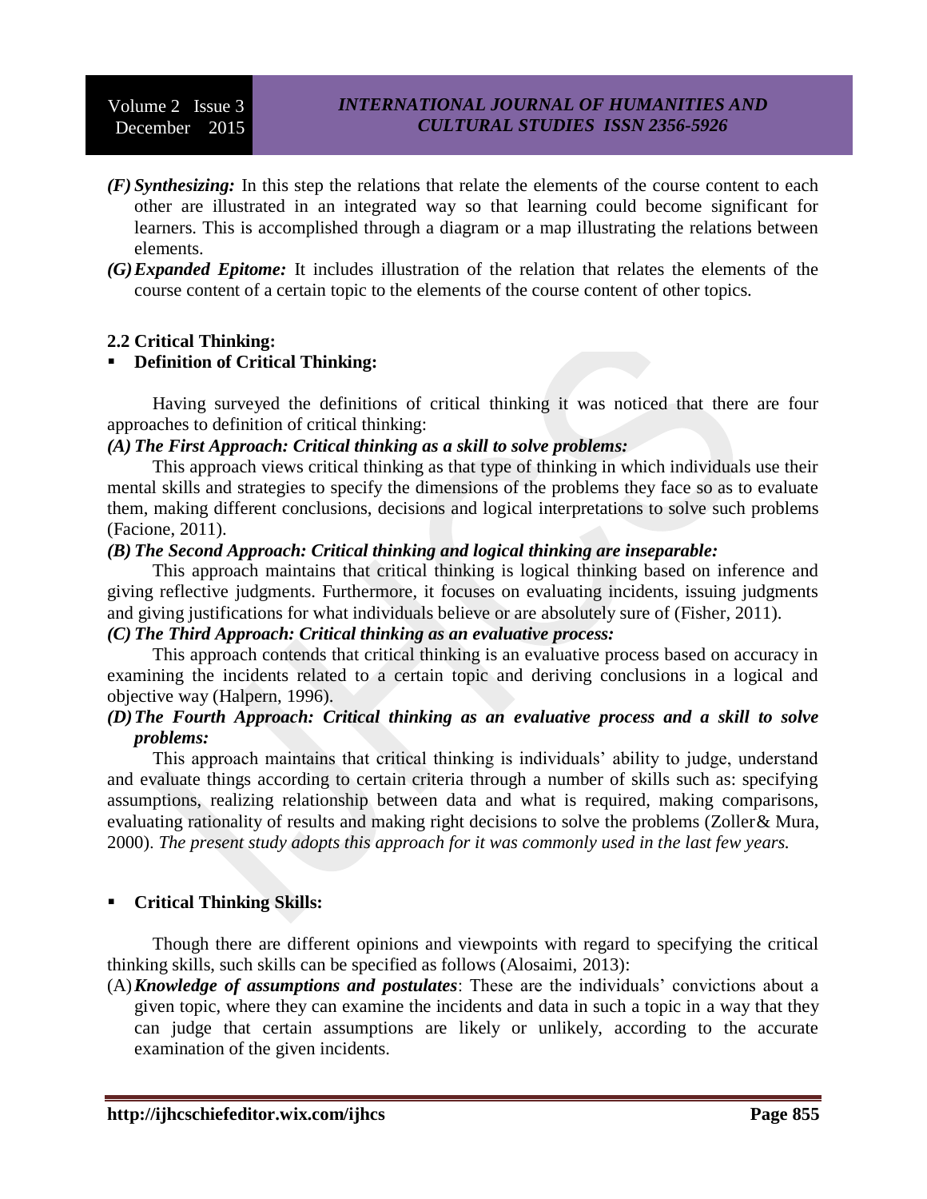- ***(F) Synthesizing:*** In this step the relations that relate the elements of the course content to each other are illustrated in an integrated way so that learning could become significant for learners. This is accomplished through a diagram or a map illustrating the relations between elements.
- ***(G) Expanded Epitome:*** It includes illustration of the relation that relates the elements of the course content of a certain topic to the elements of the course content of other topics.

### 2.2 Critical Thinking:

- **Definition of Critical Thinking:**

Having surveyed the definitions of critical thinking it was noticed that there are four approaches to definition of critical thinking:

***(A) The First Approach: Critical thinking as a skill to solve problems:***

This approach views critical thinking as that type of thinking in which individuals use their mental skills and strategies to specify the dimensions of the problems they face so as to evaluate them, making different conclusions, decisions and logical interpretations to solve such problems (Facione, 2011).

***(B) The Second Approach: Critical thinking and logical thinking are inseparable:***

This approach maintains that critical thinking is logical thinking based on inference and giving reflective judgments. Furthermore, it focuses on evaluating incidents, issuing judgments and giving justifications for what individuals believe or are absolutely sure of (Fisher, 2011).

***(C) The Third Approach: Critical thinking as an evaluative process:***

This approach contends that critical thinking is an evaluative process based on accuracy in examining the incidents related to a certain topic and deriving conclusions in a logical and objective way (Halpern, 1996).

***(D) The Fourth Approach: Critical thinking as an evaluative process and a skill to solve problems:***

This approach maintains that critical thinking is individuals' ability to judge, understand and evaluate things according to certain criteria through a number of skills such as: specifying assumptions, realizing relationship between data and what is required, making comparisons, evaluating rationality of results and making right decisions to solve the problems (Zoller& Mura, 2000). *The present study adopts this approach for it was commonly used in the last few years.*

- **Critical Thinking Skills:**

Though there are different opinions and viewpoints with regard to specifying the critical thinking skills, such skills can be specified as follows (Alosaimi, 2013):

(A) ***Knowledge of assumptions and postulates***: These are the individuals' convictions about a given topic, where they can examine the incidents and data in such a topic in a way that they can judge that certain assumptions are likely or unlikely, according to the accurate examination of the given incidents.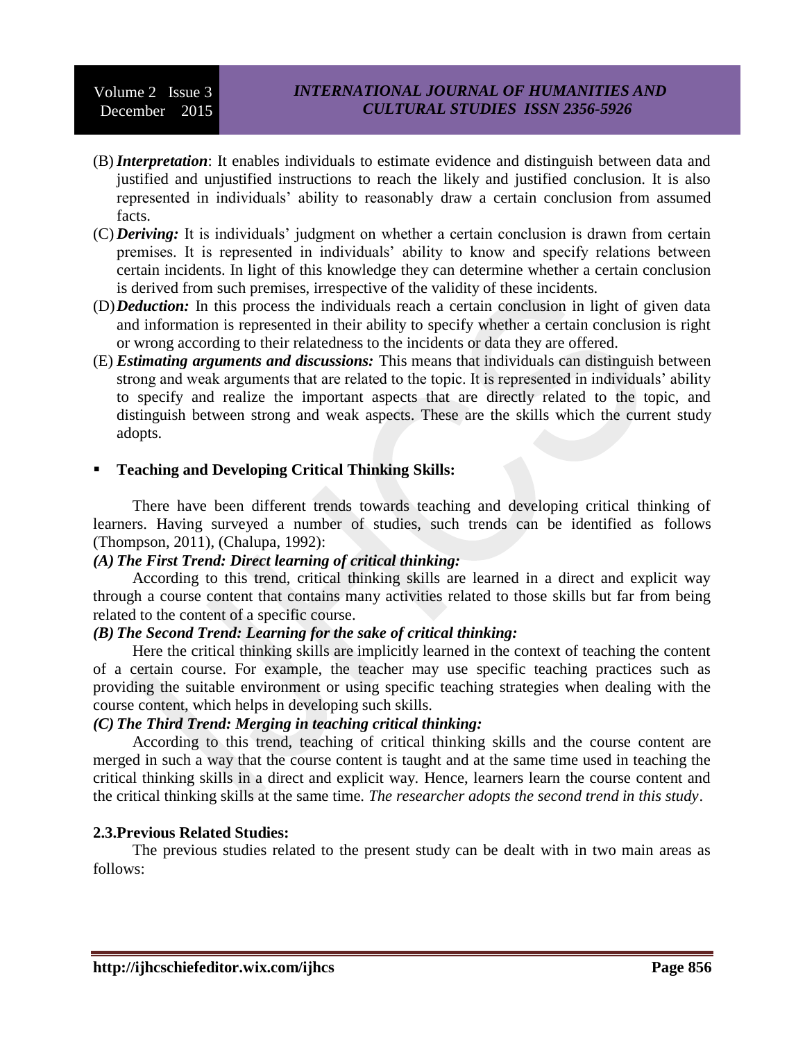(B) ***Interpretation***: It enables individuals to estimate evidence and distinguish between data and justified and unjustified instructions to reach the likely and justified conclusion. It is also represented in individuals' ability to reasonably draw a certain conclusion from assumed facts.

(C) ***Deriving:*** It is individuals' judgment on whether a certain conclusion is drawn from certain premises. It is represented in individuals' ability to know and specify relations between certain incidents. In light of this knowledge they can determine whether a certain conclusion is derived from such premises, irrespective of the validity of these incidents.

(D) ***Deduction:*** In this process the individuals reach a certain conclusion in light of given data and information is represented in their ability to specify whether a certain conclusion is right or wrong according to their relatedness to the incidents or data they are offered.

(E) ***Estimating arguments and discussions:*** This means that individuals can distinguish between strong and weak arguments that are related to the topic. It is represented in individuals' ability to specify and realize the important aspects that are directly related to the topic, and distinguish between strong and weak aspects. These are the skills which the current study adopts.

- **Teaching and Developing Critical Thinking Skills:**

There have been different trends towards teaching and developing critical thinking of learners. Having surveyed a number of studies, such trends can be identified as follows (Thompson, 2011), (Chalupa, 1992):

***(A) The First Trend: Direct learning of critical thinking:***

According to this trend, critical thinking skills are learned in a direct and explicit way through a course content that contains many activities related to those skills but far from being related to the content of a specific course.

***(B) The Second Trend: Learning for the sake of critical thinking:***

Here the critical thinking skills are implicitly learned in the context of teaching the content of a certain course. For example, the teacher may use specific teaching practices such as providing the suitable environment or using specific teaching strategies when dealing with the course content, which helps in developing such skills.

***(C) The Third Trend: Merging in teaching critical thinking:***

According to this trend, teaching of critical thinking skills and the course content are merged in such a way that the course content is taught and at the same time used in teaching the critical thinking skills in a direct and explicit way. Hence, learners learn the course content and the critical thinking skills at the same time. *The researcher adopts the second trend in this study*.

**2.3.Previous Related Studies:**

The previous studies related to the present study can be dealt with in two main areas as follows: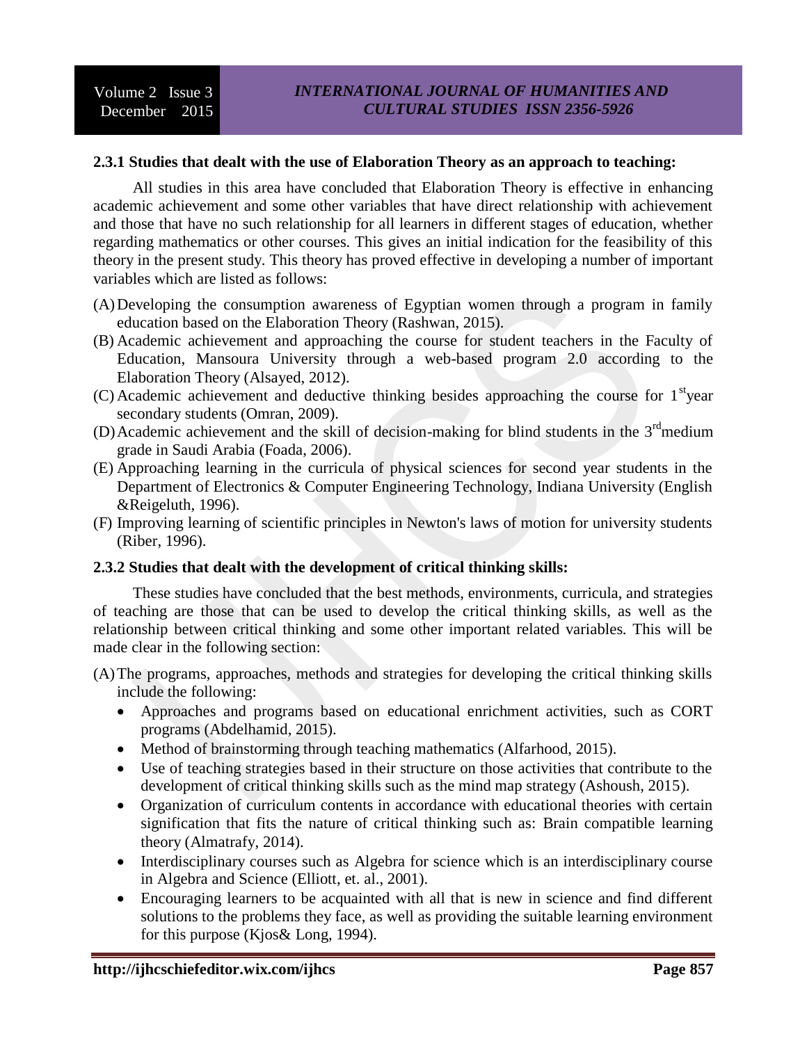### 2.3.1 Studies that dealt with the use of Elaboration Theory as an approach to teaching:

All studies in this area have concluded that Elaboration Theory is effective in enhancing academic achievement and some other variables that have direct relationship with achievement and those that have no such relationship for all learners in different stages of education, whether regarding mathematics or other courses. This gives an initial indication for the feasibility of this theory in the present study. This theory has proved effective in developing a number of important variables which are listed as follows:

(A) Developing the consumption awareness of Egyptian women through a program in family education based on the Elaboration Theory (Rashwan, 2015).

(B) Academic achievement and approaching the course for student teachers in the Faculty of Education, Mansoura University through a web-based program 2.0 according to the Elaboration Theory (Alsayed, 2012).

(C) Academic achievement and deductive thinking besides approaching the course for 1st year secondary students (Omran, 2009).

(D) Academic achievement and the skill of decision-making for blind students in the 3rd medium grade in Saudi Arabia (Foada, 2006).

(E) Approaching learning in the curricula of physical sciences for second year students in the Department of Electronics & Computer Engineering Technology, Indiana University (English &Reigeluth, 1996).

(F) Improving learning of scientific principles in Newton's laws of motion for university students (Riber, 1996).

### 2.3.2 Studies that dealt with the development of critical thinking skills:

These studies have concluded that the best methods, environments, curricula, and strategies of teaching are those that can be used to develop the critical thinking skills, as well as the relationship between critical thinking and some other important related variables. This will be made clear in the following section:

(A) The programs, approaches, methods and strategies for developing the critical thinking skills include the following:

- Approaches and programs based on educational enrichment activities, such as CORT programs (Abdelhamid, 2015).
- Method of brainstorming through teaching mathematics (Alfarhood, 2015).
- Use of teaching strategies based in their structure on those activities that contribute to the development of critical thinking skills such as the mind map strategy (Ashoush, 2015).
- Organization of curriculum contents in accordance with educational theories with certain signification that fits the nature of critical thinking such as: Brain compatible learning theory (Almatrafy, 2014).
- Interdisciplinary courses such as Algebra for science which is an interdisciplinary course in Algebra and Science (Elliott, et. al., 2001).
- Encouraging learners to be acquainted with all that is new in science and find different solutions to the problems they face, as well as providing the suitable learning environment for this purpose (Kjos& Long, 1994).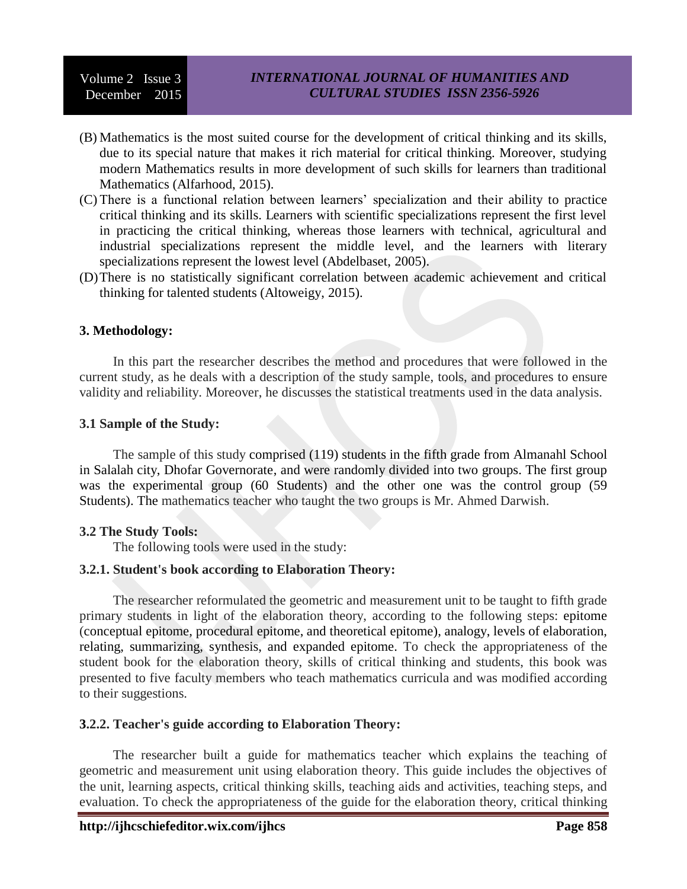(B) Mathematics is the most suited course for the development of critical thinking and its skills, due to its special nature that makes it rich material for critical thinking. Moreover, studying modern Mathematics results in more development of such skills for learners than traditional Mathematics (Alfarhood, 2015).

(C) There is a functional relation between learners' specialization and their ability to practice critical thinking and its skills. Learners with scientific specializations represent the first level in practicing the critical thinking, whereas those learners with technical, agricultural and industrial specializations represent the middle level, and the learners with literary specializations represent the lowest level (Abdelbaset, 2005).

(D) There is no statistically significant correlation between academic achievement and critical thinking for talented students (Altoweigy, 2015).

## 3. Methodology:

In this part the researcher describes the method and procedures that were followed in the current study, as he deals with a description of the study sample, tools, and procedures to ensure validity and reliability. Moreover, he discusses the statistical treatments used in the data analysis.

### 3.1 Sample of the Study:

The sample of this study comprised (119) students in the fifth grade from Almanahl School in Salalah city, Dhofar Governorate, and were randomly divided into two groups. The first group was the experimental group (60 Students) and the other one was the control group (59 Students). The mathematics teacher who taught the two groups is Mr. Ahmed Darwish.

### 3.2 The Study Tools:

The following tools were used in the study:

#### 3.2.1. Student's book according to Elaboration Theory:

The researcher reformulated the geometric and measurement unit to be taught to fifth grade primary students in light of the elaboration theory, according to the following steps: epitome (conceptual epitome, procedural epitome, and theoretical epitome), analogy, levels of elaboration, relating, summarizing, synthesis, and expanded epitome. To check the appropriateness of the student book for the elaboration theory, skills of critical thinking and students, this book was presented to five faculty members who teach mathematics curricula and was modified according to their suggestions.

#### 3.2.2. Teacher's guide according to Elaboration Theory:

The researcher built a guide for mathematics teacher which explains the teaching of geometric and measurement unit using elaboration theory. This guide includes the objectives of the unit, learning aspects, critical thinking skills, teaching aids and activities, teaching steps, and evaluation. To check the appropriateness of the guide for the elaboration theory, critical thinking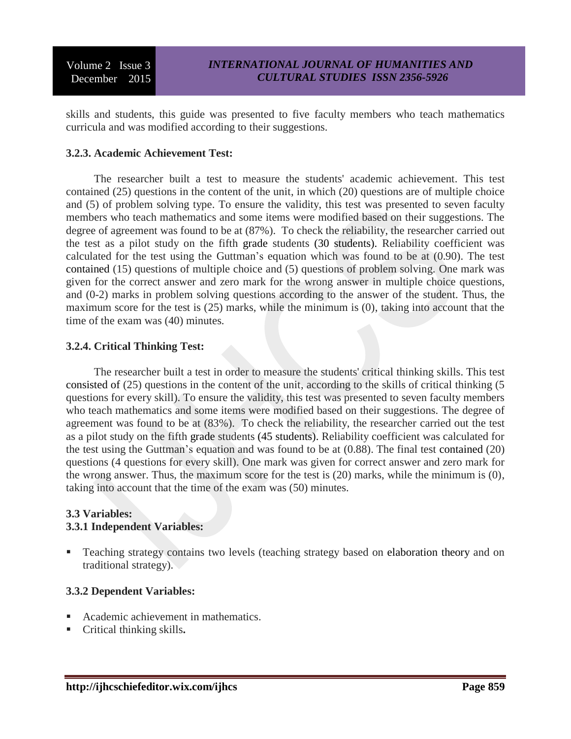skills and students, this guide was presented to five faculty members who teach mathematics curricula and was modified according to their suggestions.

### 3.2.3. Academic Achievement Test:

The researcher built a test to measure the students' academic achievement. This test contained (25) questions in the content of the unit, in which (20) questions are of multiple choice and (5) of problem solving type. To ensure the validity, this test was presented to seven faculty members who teach mathematics and some items were modified based on their suggestions. The degree of agreement was found to be at (87%). To check the reliability, the researcher carried out the test as a pilot study on the fifth grade students (30 students). Reliability coefficient was calculated for the test using the Guttman's equation which was found to be at (0.90). The test contained (15) questions of multiple choice and (5) questions of problem solving. One mark was given for the correct answer and zero mark for the wrong answer in multiple choice questions, and (0-2) marks in problem solving questions according to the answer of the student. Thus, the maximum score for the test is (25) marks, while the minimum is (0), taking into account that the time of the exam was (40) minutes.

### 3.2.4. Critical Thinking Test:

The researcher built a test in order to measure the students' critical thinking skills. This test consisted of (25) questions in the content of the unit, according to the skills of critical thinking (5 questions for every skill). To ensure the validity, this test was presented to seven faculty members who teach mathematics and some items were modified based on their suggestions. The degree of agreement was found to be at (83%). To check the reliability, the researcher carried out the test as a pilot study on the fifth grade students (45 students). Reliability coefficient was calculated for the test using the Guttman's equation and was found to be at (0.88). The final test contained (20) questions (4 questions for every skill). One mark was given for correct answer and zero mark for the wrong answer. Thus, the maximum score for the test is (20) marks, while the minimum is (0), taking into account that the time of the exam was (50) minutes.

### 3.3 Variables:

### 3.3.1 Independent Variables:

- Teaching strategy contains two levels (teaching strategy based on elaboration theory and on traditional strategy).

### 3.3.2 Dependent Variables:

- Academic achievement in mathematics.
- Critical thinking skills.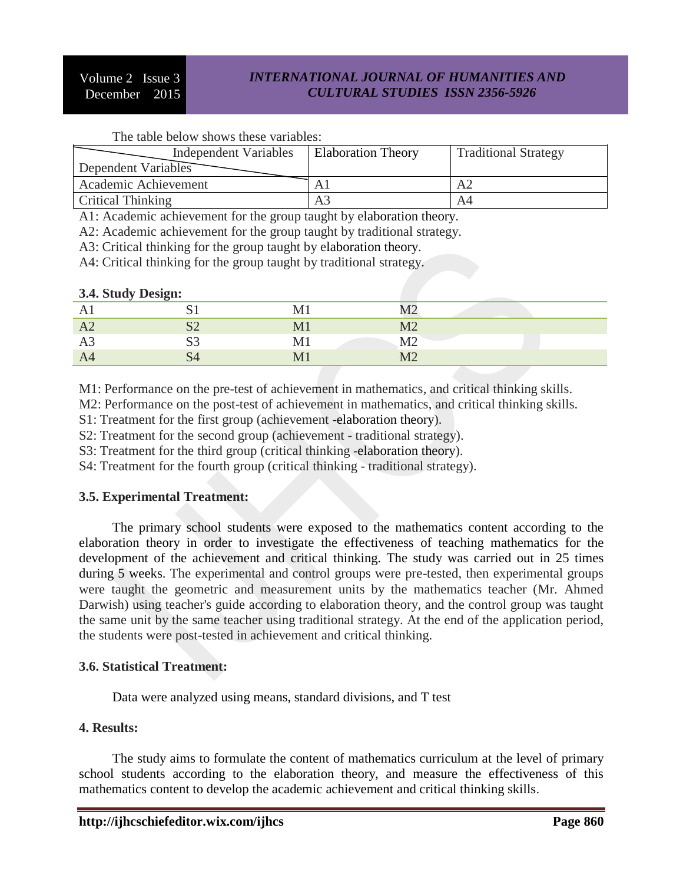The table below shows these variables:

| Independent Variables / Dependent Variables | Elaboration Theory | Traditional Strategy |
|---|---|---|
| Academic Achievement | A1 | A2 |
| Critical Thinking | A3 | A4 |

A1: Academic achievement for the group taught by elaboration theory.
A2: Academic achievement for the group taught by traditional strategy.
A3: Critical thinking for the group taught by elaboration theory.
A4: Critical thinking for the group taught by traditional strategy.

**3.4. Study Design:**

| | | | |
|---|---|---|---|
| A1 | S1 | M1 | M2 |
| A2 | S2 | M1 | M2 |
| A3 | S3 | M1 | M2 |
| A4 | S4 | M1 | M2 |

M1: Performance on the pre-test of achievement in mathematics, and critical thinking skills.
M2: Performance on the post-test of achievement in mathematics, and critical thinking skills.
S1: Treatment for the first group (achievement -elaboration theory).
S2: Treatment for the second group (achievement - traditional strategy).
S3: Treatment for the third group (critical thinking -elaboration theory).
S4: Treatment for the fourth group (critical thinking - traditional strategy).

**3.5. Experimental Treatment:**

The primary school students were exposed to the mathematics content according to the elaboration theory in order to investigate the effectiveness of teaching mathematics for the development of the achievement and critical thinking. The study was carried out in 25 times during 5 weeks. The experimental and control groups were pre-tested, then experimental groups were taught the geometric and measurement units by the mathematics teacher (Mr. Ahmed Darwish) using teacher's guide according to elaboration theory, and the control group was taught the same unit by the same teacher using traditional strategy. At the end of the application period, the students were post-tested in achievement and critical thinking.

**3.6. Statistical Treatment:**

Data were analyzed using means, standard divisions, and T test

**4. Results:**

The study aims to formulate the content of mathematics curriculum at the level of primary school students according to the elaboration theory, and measure the effectiveness of this mathematics content to develop the academic achievement and critical thinking skills.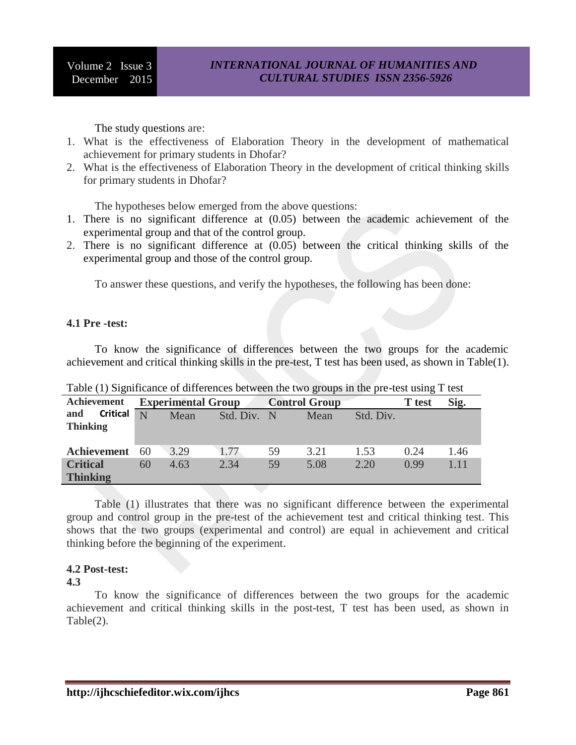The study questions are:

1. What is the effectiveness of Elaboration Theory in the development of mathematical achievement for primary students in Dhofar?
2. What is the effectiveness of Elaboration Theory in the development of critical thinking skills for primary students in Dhofar?

The hypotheses below emerged from the above questions:

1. There is no significant difference at (0.05) between the academic achievement of the experimental group and that of the control group.
2. There is no significant difference at (0.05) between the critical thinking skills of the experimental group and those of the control group.

To answer these questions, and verify the hypotheses, the following has been done:

**4.1 Pre -test:**

To know the significance of differences between the two groups for the academic achievement and critical thinking skills in the pre-test, T test has been used, as shown in Table(1).

Table (1) Significance of differences between the two groups in the pre-test using T test

| Achievement and Critical Thinking | Experimental Group | | | Control Group | | | T test | Sig. |
|---|---|---|---|---|---|---|---|---|
| | N | Mean | Std. Div. | N | Mean | Std. Div. | | |
| **Achievement** | 60 | 3.29 | 1.77 | 59 | 3.21 | 1.53 | 0.24 | 1.46 |
| **Critical Thinking** | 60 | 4.63 | 2.34 | 59 | 5.08 | 2.20 | 0.99 | 1.11 |

Table (1) illustrates that there was no significant difference between the experimental group and control group in the pre-test of the achievement test and critical thinking test. This shows that the two groups (experimental and control) are equal in achievement and critical thinking before the beginning of the experiment.

**4.2 Post-test:**

**4.3**

To know the significance of differences between the two groups for the academic achievement and critical thinking skills in the post-test, T test has been used, as shown in Table(2).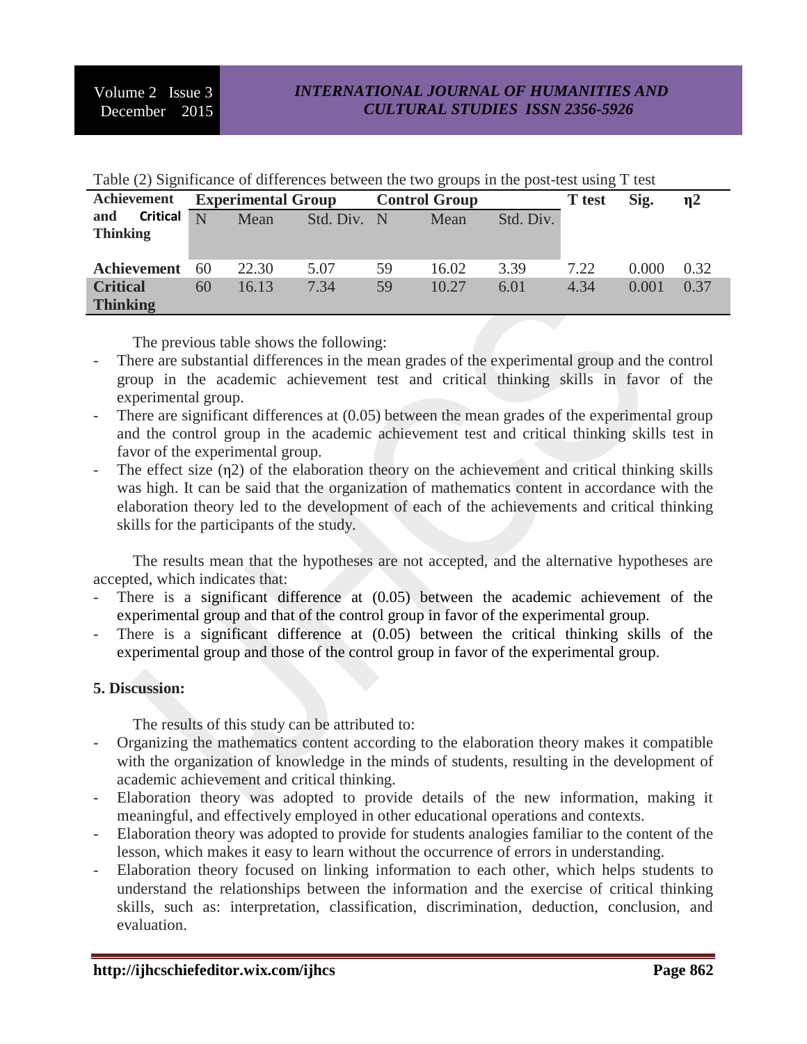Table (2) Significance of differences between the two groups in the post-test using T test

| Achievement and Critical Thinking | Experimental Group | | | Control Group | | | T test | Sig. | η2 |
|---|---|---|---|---|---|---|---|---|---|
| | N | Mean | Std. Div. | N | Mean | Std. Div. | | | |
| Achievement | 60 | 22.30 | 5.07 | 59 | 16.02 | 3.39 | 7.22 | 0.000 | 0.32 |
| Critical Thinking | 60 | 16.13 | 7.34 | 59 | 10.27 | 6.01 | 4.34 | 0.001 | 0.37 |

The previous table shows the following:

- There are substantial differences in the mean grades of the experimental group and the control group in the academic achievement test and critical thinking skills in favor of the experimental group.
- There are significant differences at (0.05) between the mean grades of the experimental group and the control group in the academic achievement test and critical thinking skills test in favor of the experimental group.
- The effect size (η2) of the elaboration theory on the achievement and critical thinking skills was high. It can be said that the organization of mathematics content in accordance with the elaboration theory led to the development of each of the achievements and critical thinking skills for the participants of the study.

The results mean that the hypotheses are not accepted, and the alternative hypotheses are accepted, which indicates that:

- There is a significant difference at (0.05) between the academic achievement of the experimental group and that of the control group in favor of the experimental group.
- There is a significant difference at (0.05) between the critical thinking skills of the experimental group and those of the control group in favor of the experimental group.

## 5. Discussion:

The results of this study can be attributed to:

- Organizing the mathematics content according to the elaboration theory makes it compatible with the organization of knowledge in the minds of students, resulting in the development of academic achievement and critical thinking.
- Elaboration theory was adopted to provide details of the new information, making it meaningful, and effectively employed in other educational operations and contexts.
- Elaboration theory was adopted to provide for students analogies familiar to the content of the lesson, which makes it easy to learn without the occurrence of errors in understanding.
- Elaboration theory focused on linking information to each other, which helps students to understand the relationships between the information and the exercise of critical thinking skills, such as: interpretation, classification, discrimination, deduction, conclusion, and evaluation.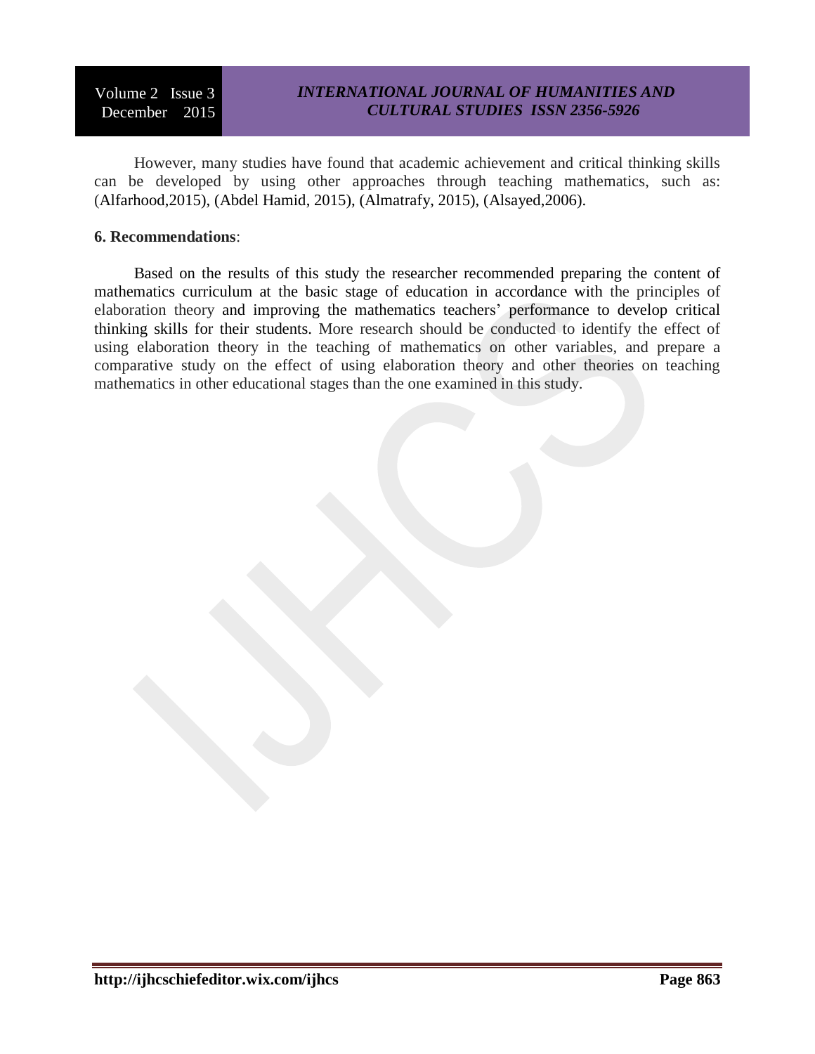However, many studies have found that academic achievement and critical thinking skills can be developed by using other approaches through teaching mathematics, such as: (Alfarhood,2015), (Abdel Hamid, 2015), (Almatrafy, 2015), (Alsayed,2006).

**6. Recommendations**:

Based on the results of this study the researcher recommended preparing the content of mathematics curriculum at the basic stage of education in accordance with the principles of elaboration theory and improving the mathematics teachers' performance to develop critical thinking skills for their students. More research should be conducted to identify the effect of using elaboration theory in the teaching of mathematics on other variables, and prepare a comparative study on the effect of using elaboration theory and other theories on teaching mathematics in other educational stages than the one examined in this study.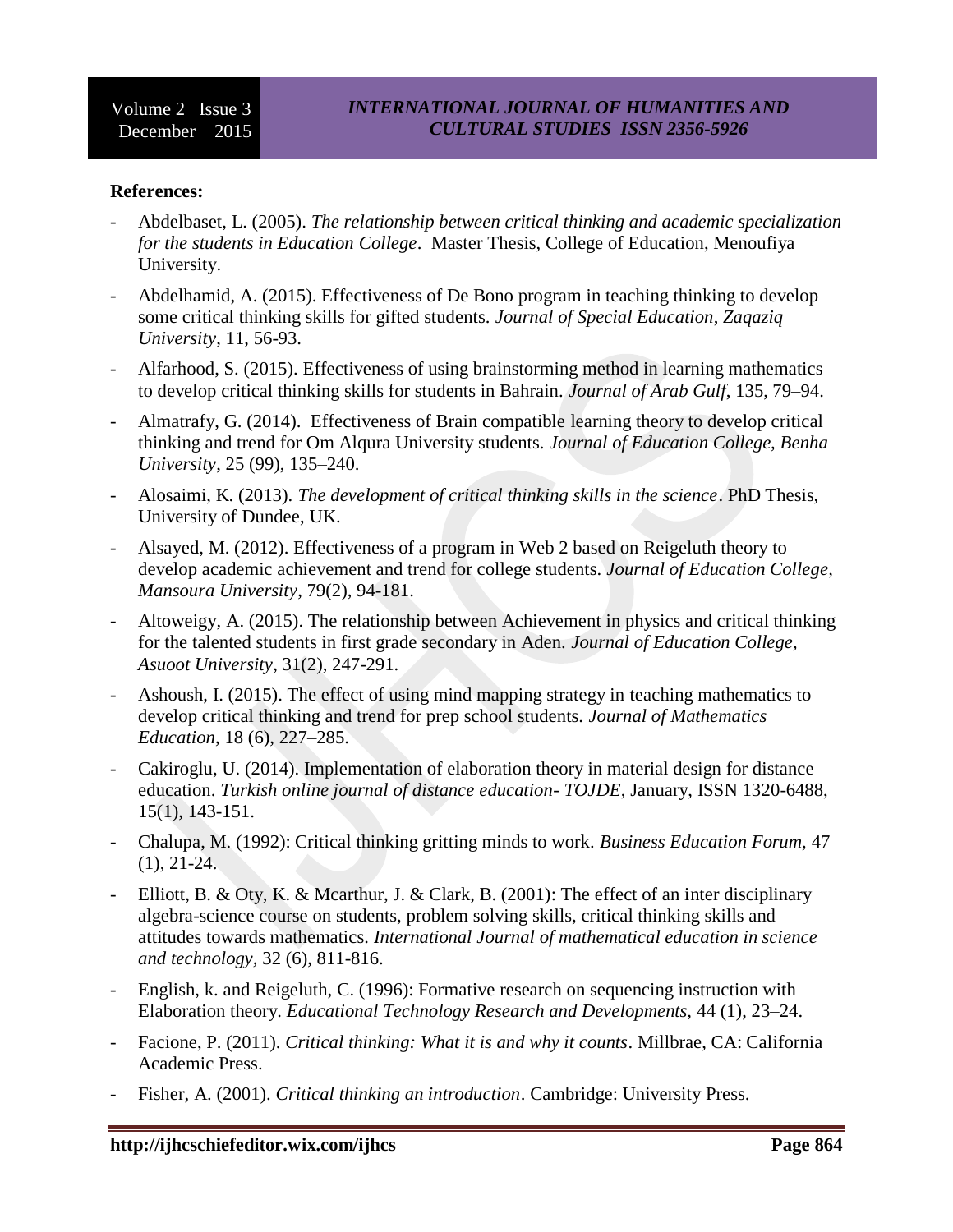**References:**

- Abdelbaset, L. (2005). *The relationship between critical thinking and academic specialization for the students in Education College*. Master Thesis, College of Education, Menoufiya University.
- Abdelhamid, A. (2015). Effectiveness of De Bono program in teaching thinking to develop some critical thinking skills for gifted students. *Journal of Special Education, Zaqaziq University*, 11, 56-93.
- Alfarhood, S. (2015). Effectiveness of using brainstorming method in learning mathematics to develop critical thinking skills for students in Bahrain. *Journal of Arab Gulf*, 135, 79–94.
- Almatrafy, G. (2014). Effectiveness of Brain compatible learning theory to develop critical thinking and trend for Om Alqura University students. *Journal of Education College, Benha University*, 25 (99), 135–240.
- Alosaimi, K. (2013). *The development of critical thinking skills in the science*. PhD Thesis, University of Dundee, UK.
- Alsayed, M. (2012). Effectiveness of a program in Web 2 based on Reigeluth theory to develop academic achievement and trend for college students. *Journal of Education College, Mansoura University*, 79(2), 94-181.
- Altoweigy, A. (2015). The relationship between Achievement in physics and critical thinking for the talented students in first grade secondary in Aden. *Journal of Education College, Asuoot University*, 31(2), 247-291.
- Ashoush, I. (2015). The effect of using mind mapping strategy in teaching mathematics to develop critical thinking and trend for prep school students. *Journal of Mathematics Education*, 18 (6), 227–285.
- Cakiroglu, U. (2014). Implementation of elaboration theory in material design for distance education. *Turkish online journal of distance education- TOJDE*, January, ISSN 1320-6488, 15(1), 143-151.
- Chalupa, M. (1992): Critical thinking gritting minds to work. *Business Education Forum*, 47 (1), 21-24.
- Elliott, B. & Oty, K. & Mcarthur, J. & Clark, B. (2001): The effect of an inter disciplinary algebra-science course on students, problem solving skills, critical thinking skills and attitudes towards mathematics. *International Journal of mathematical education in science and technology*, 32 (6), 811-816.
- English, k. and Reigeluth, C. (1996): Formative research on sequencing instruction with Elaboration theory. *Educational Technology Research and Developments*, 44 (1), 23–24.
- Facione, P. (2011). *Critical thinking: What it is and why it counts*. Millbrae, CA: California Academic Press.
- Fisher, A. (2001). *Critical thinking an introduction*. Cambridge: University Press.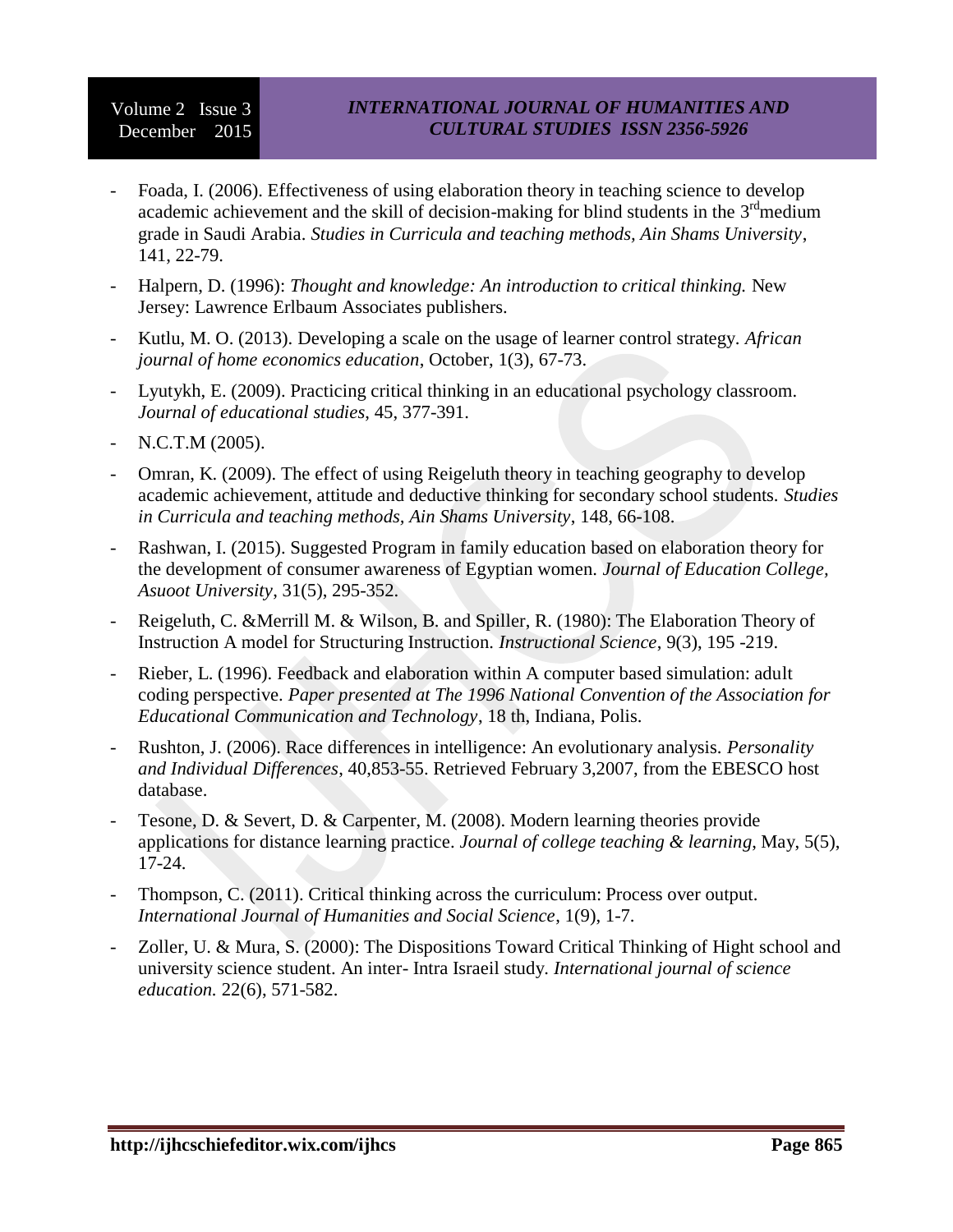- Foada, I. (2006). Effectiveness of using elaboration theory in teaching science to develop academic achievement and the skill of decision-making for blind students in the 3[rd]medium grade in Saudi Arabia. *Studies in Curricula and teaching methods, Ain Shams University*, 141, 22-79.
- Halpern, D. (1996): *Thought and knowledge: An introduction to critical thinking.* New Jersey: Lawrence Erlbaum Associates publishers.
- Kutlu, M. O. (2013). Developing a scale on the usage of learner control strategy. *African journal of home economics education*, October, 1(3), 67-73.
- Lyutykh, E. (2009). Practicing critical thinking in an educational psychology classroom. *Journal of educational studies*, 45, 377-391.
- N.C.T.M (2005).
- Omran, K. (2009). The effect of using Reigeluth theory in teaching geography to develop academic achievement, attitude and deductive thinking for secondary school students. *Studies in Curricula and teaching methods, Ain Shams University*, 148, 66-108.
- Rashwan, I. (2015). Suggested Program in family education based on elaboration theory for the development of consumer awareness of Egyptian women. *Journal of Education College, Asuoot University*, 31(5), 295-352.
- Reigeluth, C. &Merrill M. & Wilson, B. and Spiller, R. (1980): The Elaboration Theory of Instruction A model for Structuring Instruction. *Instructional Science*, 9(3), 195 -219.
- Rieber, L. (1996). Feedback and elaboration within A computer based simulation: adult coding perspective. *Paper presented at The 1996 National Convention of the Association for Educational Communication and Technology*, 18 th, Indiana, Polis.
- Rushton, J. (2006). Race differences in intelligence: An evolutionary analysis. *Personality and Individual Differences*, 40,853-55. Retrieved February 3,2007, from the EBESCO host database.
- Tesone, D. & Severt, D. & Carpenter, M. (2008). Modern learning theories provide applications for distance learning practice. *Journal of college teaching & learning,* May, 5(5), 17-24.
- Thompson, C. (2011). Critical thinking across the curriculum: Process over output. *International Journal of Humanities and Social Science*, 1(9), 1-7.
- Zoller, U. & Mura, S. (2000): The Dispositions Toward Critical Thinking of Hight school and university science student. An inter- Intra Israeil study. *International journal of science education.* 22(6), 571-582.